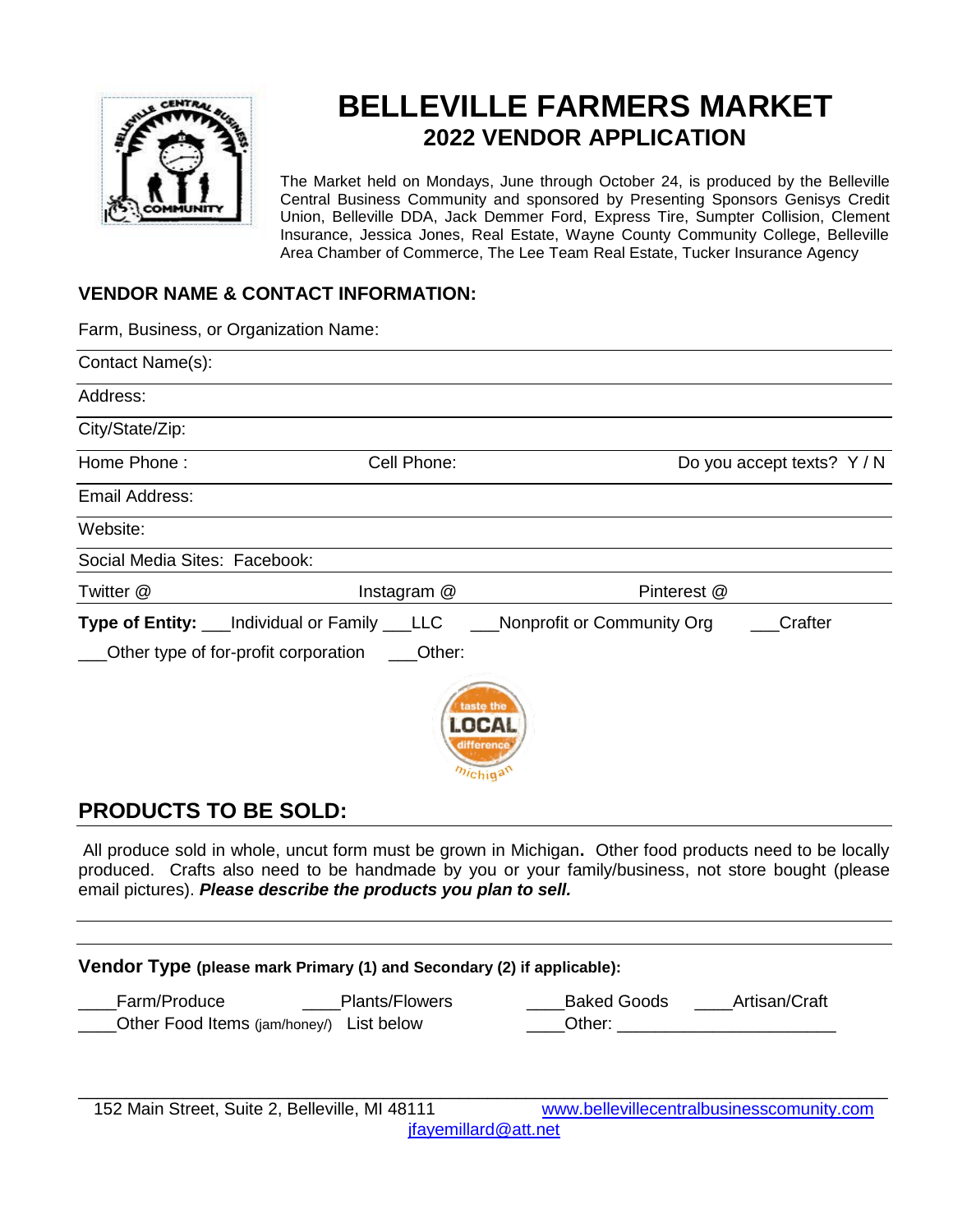# BELLEVILLE FARMERS MARKET

## 2022 VENDOR APPLICATION

The Market held on Mondays, June through October 24, is produced by the Belleville Central Business Community and sponsored by Presenting Sponsors Genisys Credit Union, Belleville DDA, Jack Demmer Ford, Express Tire, Sumpter Collision, Clement Insurance, Jessica Jones, Real Estate, Wayne County Community College, Belleville Area Chamber of Commerce, The Lee Team Real Estate, Tucker Insurance Agency

### VENDOR NAME & CONTACT INFORMATION:

Farm, Business, or Organization Name:

Contact Name(s):

Address:

City/State/Zip:

Home Phone : Cell Phone: Do you accept texts? Y / N

Email Address:

Website:

Social Media Sites: Facebook:

Twitter @ Instagram @ Pinterest @

**Type of Entity:** ___Individual or Family ___LLC ___Nonprofit or Community Org ___Crafter

___Other type of for-profit corporation ___Other:

### PRODUCTS TO BE SOLD:

All produce sold in whole, uncut form must be grown in Michigan**.** Other food products need to be locally produced. Crafts also need to be handmade by you or your family/business, not store bought (please email pictures). ***Please describe the products you plan to sell.***

**Vendor Type (please mark Primary (1) and Secondary (2) if applicable):**

____Farm/Produce ____Plants/Flowers ____Baked Goods ____Artisan/Craft

____Other Food Items (jam/honey/) List below ____Other: ______________________

152 Main Street, Suite 2, Belleville, MI 48111 www.bellevillecentralbusinesscomunity.com

jfayemillard@att.net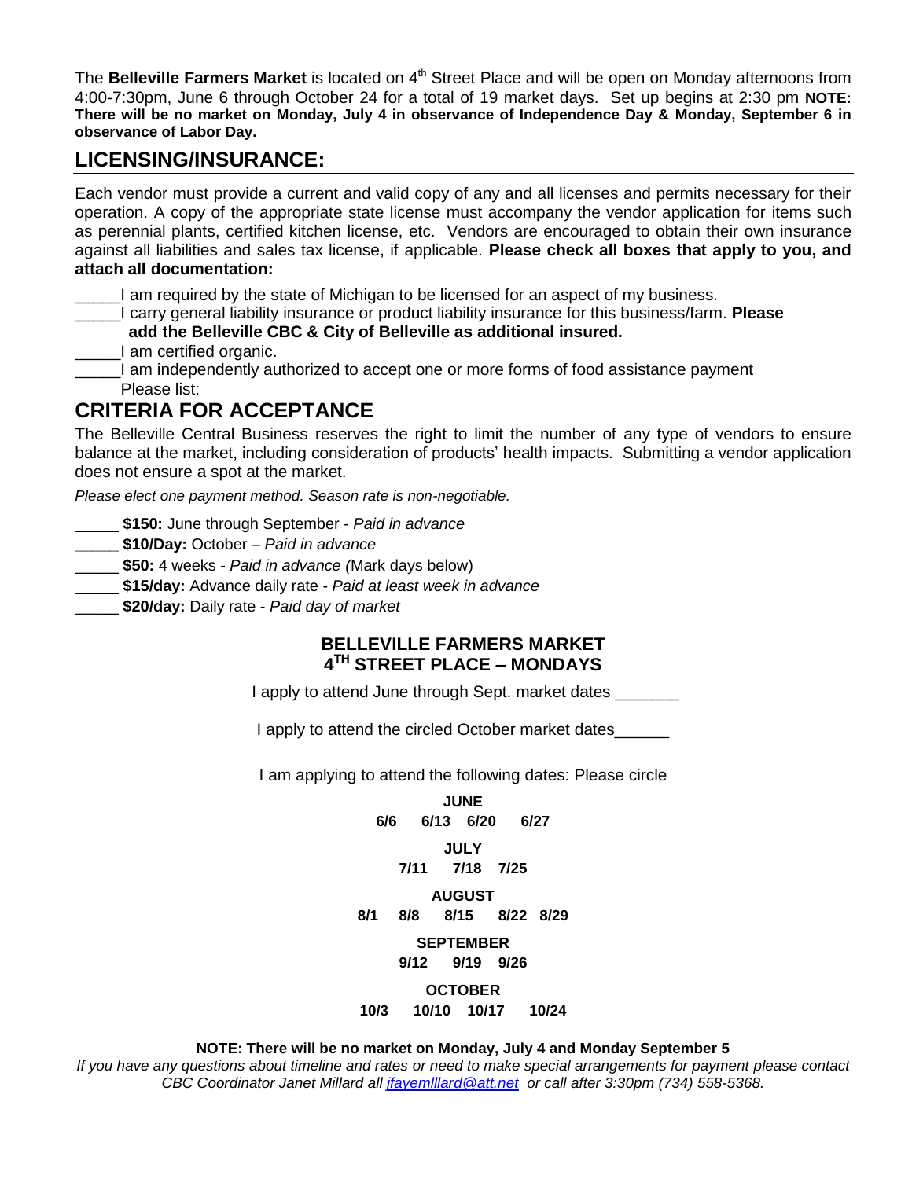The **Belleville Farmers Market** is located on 4th Street Place and will be open on Monday afternoons from 4:00-7:30pm, June 6 through October 24 for a total of 19 market days. Set up begins at 2:30 pm **NOTE: There will be no market on Monday, July 4 in observance of Independence Day & Monday, September 6 in observance of Labor Day.**

## LICENSING/INSURANCE:

Each vendor must provide a current and valid copy of any and all licenses and permits necessary for their operation. A copy of the appropriate state license must accompany the vendor application for items such as perennial plants, certified kitchen license, etc. Vendors are encouraged to obtain their own insurance against all liabilities and sales tax license, if applicable. **Please check all boxes that apply to you, and attach all documentation:**

_____I am required by the state of Michigan to be licensed for an aspect of my business.

_____I carry general liability insurance or product liability insurance for this business/farm. **Please add the Belleville CBC & City of Belleville as additional insured.**

_____I am certified organic.

_____I am independently authorized to accept one or more forms of food assistance payment
Please list:

## CRITERIA FOR ACCEPTANCE

The Belleville Central Business reserves the right to limit the number of any type of vendors to ensure balance at the market, including consideration of products' health impacts. Submitting a vendor application does not ensure a spot at the market.

*Please elect one payment method. Season rate is non-negotiable.*

_____ **$150:** June through September - *Paid in advance*

_____ **$10/Day:** October – *Paid in advance*

_____ **$50:** 4 weeks - *Paid in advance (*Mark days below)

_____ **$15/day:** Advance daily rate - *Paid at least week in advance*

_____ **$20/day:** Daily rate - *Paid day of market*

### BELLEVILLE FARMERS MARKET
### 4TH STREET PLACE – MONDAYS

I apply to attend June through Sept. market dates _______

I apply to attend the circled October market dates______

I am applying to attend the following dates: Please circle

**JUNE**
**6/6 6/13 6/20 6/27**

**JULY**
**7/11 7/18 7/25**

**AUGUST**
**8/1 8/8 8/15 8/22 8/29**

**SEPTEMBER**
**9/12 9/19 9/26**

**OCTOBER**
**10/3 10/10 10/17 10/24**

**NOTE: There will be no market on Monday, July 4 and Monday September 5**

*If you have any questions about timeline and rates or need to make special arrangements for payment please contact CBC Coordinator Janet Millard all jfayemlllard@att.net or call after 3:30pm (734) 558-5368.*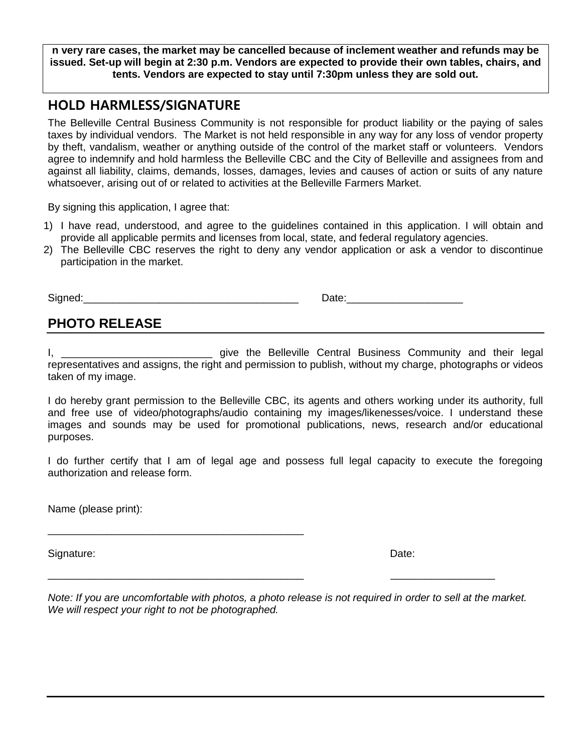**n very rare cases, the market may be cancelled because of inclement weather and refunds may be issued. Set-up will begin at 2:30 p.m. Vendors are expected to provide their own tables, chairs, and tents. Vendors are expected to stay until 7:30pm unless they are sold out.**

## HOLD HARMLESS/SIGNATURE

The Belleville Central Business Community is not responsible for product liability or the paying of sales taxes by individual vendors. The Market is not held responsible in any way for any loss of vendor property by theft, vandalism, weather or anything outside of the control of the market staff or volunteers. Vendors agree to indemnify and hold harmless the Belleville CBC and the City of Belleville and assignees from and against all liability, claims, demands, losses, damages, levies and causes of action or suits of any nature whatsoever, arising out of or related to activities at the Belleville Farmers Market.

By signing this application, I agree that:

1) I have read, understood, and agree to the guidelines contained in this application. I will obtain and provide all applicable permits and licenses from local, state, and federal regulatory agencies.
2) The Belleville CBC reserves the right to deny any vendor application or ask a vendor to discontinue participation in the market.

Signed:_____________________________________ Date:____________________

## PHOTO RELEASE

I, __________________________ give the Belleville Central Business Community and their legal representatives and assigns, the right and permission to publish, without my charge, photographs or videos taken of my image.

I do hereby grant permission to the Belleville CBC, its agents and others working under its authority, full and free use of video/photographs/audio containing my images/likenesses/voice. I understand these images and sounds may be used for promotional publications, news, research and/or educational purposes.

I do further certify that I am of legal age and possess full legal capacity to execute the foregoing authorization and release form.

Name (please print):

_____________________________________________

Signature: Date:

_____________________________________________ __________________

*Note: If you are uncomfortable with photos, a photo release is not required in order to sell at the market. We will respect your right to not be photographed.*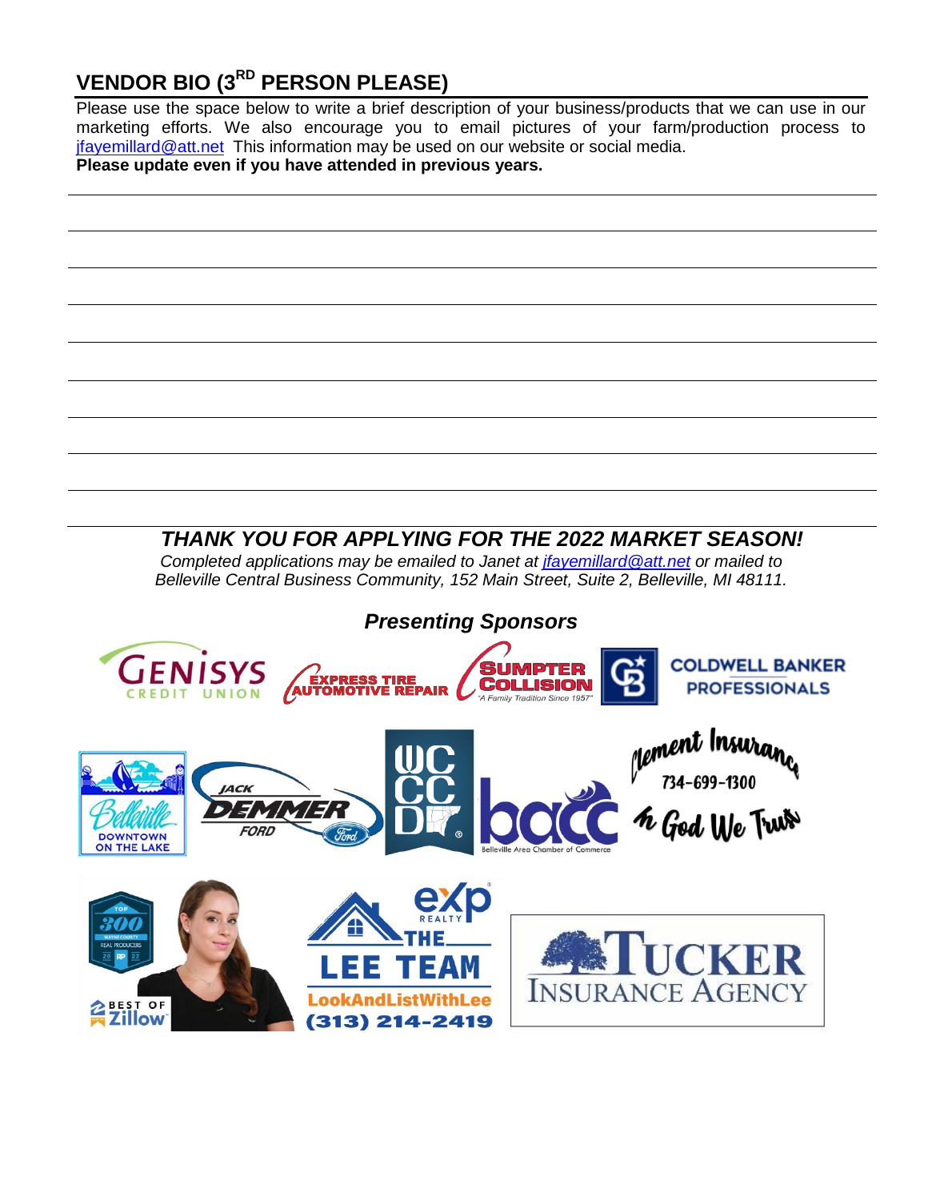## VENDOR BIO (3RD PERSON PLEASE)

Please use the space below to write a brief description of your business/products that we can use in our marketing efforts. We also encourage you to email pictures of your farm/production process to jfayemillard@att.net This information may be used on our website or social media.

**Please update even if you have attended in previous years.**

## *THANK YOU FOR APPLYING FOR THE 2022 MARKET SEASON!*

*Completed applications may be emailed to Janet at jfayemillard@att.net or mailed to Belleville Central Business Community, 152 Main Street, Suite 2, Belleville, MI 48111.*

### *Presenting Sponsors*

GENISYS CREDIT UNION

EXPRESS TIRE AUTOMOTIVE REPAIR

SUMPTER COLLISION "A Family Tradition Since 1957"

COLDWELL BANKER PROFESSIONALS

Belleville DOWNTOWN ON THE LAKE

JACK DEMMER FORD

WCCCD

bacc Belleville Area Chamber of Commerce

Clement Insurance 734-699-1300 In God We Trust

TOP 300 WAYNE COUNTY REAL PRODUCERS 20 RP 22

BEST OF Zillow

eXp REALTY THE LEE TEAM LookAndListWithLee (313) 214-2419

TUCKER INSURANCE AGENCY